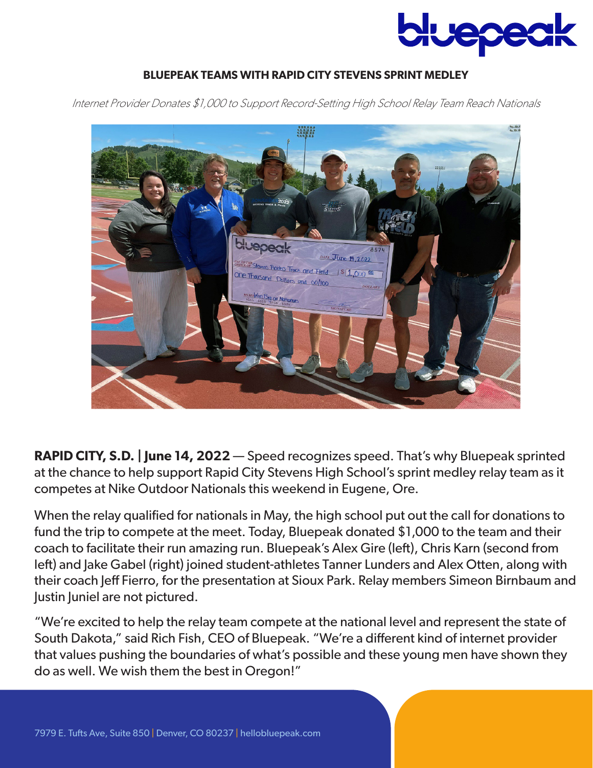**BLUEPEAK TEAMS WITH RAPID CITY STEVENS SPRINT MEDLEY**

*Internet Provider Donates $1,000 to Support Record-Setting High School Relay Team Reach Nationals*

**RAPID CITY, S.D. | June 14, 2022** — Speed recognizes speed. That's why Bluepeak sprinted at the chance to help support Rapid City Stevens High School's sprint medley relay team as it competes at Nike Outdoor Nationals this weekend in Eugene, Ore.

When the relay qualified for nationals in May, the high school put out the call for donations to fund the trip to compete at the meet. Today, Bluepeak donated $1,000 to the team and their coach to facilitate their run amazing run. Bluepeak's Alex Gire (left), Chris Karn (second from left) and Jake Gabel (right) joined student-athletes Tanner Lunders and Alex Otten, along with their coach Jeff Fierro, for the presentation at Sioux Park. Relay members Simeon Birnbaum and Justin Juniel are not pictured.

"We're excited to help the relay team compete at the national level and represent the state of South Dakota," said Rich Fish, CEO of Bluepeak. "We're a different kind of internet provider that values pushing the boundaries of what's possible and these young men have shown they do as well. We wish them the best in Oregon!"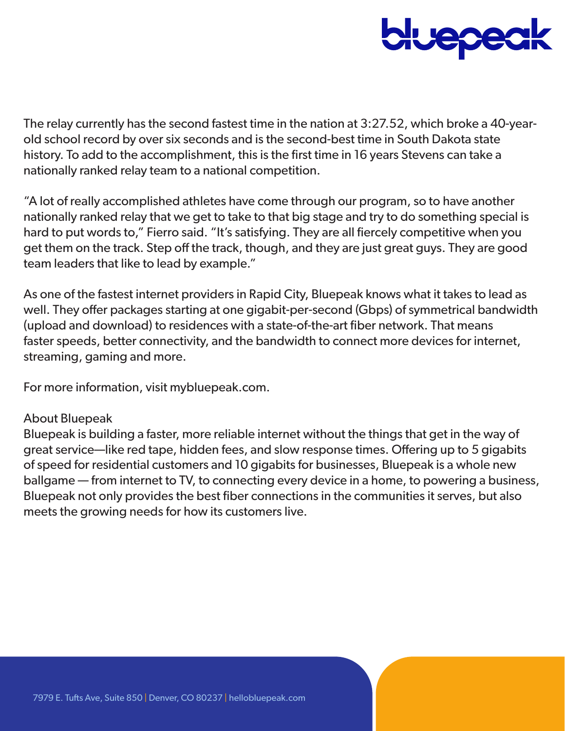The relay currently has the second fastest time in the nation at 3:27.52, which broke a 40-year-old school record by over six seconds and is the second-best time in South Dakota state history. To add to the accomplishment, this is the first time in 16 years Stevens can take a nationally ranked relay team to a national competition.

"A lot of really accomplished athletes have come through our program, so to have another nationally ranked relay that we get to take to that big stage and try to do something special is hard to put words to," Fierro said. "It's satisfying. They are all fiercely competitive when you get them on the track. Step off the track, though, and they are just great guys. They are good team leaders that like to lead by example."

As one of the fastest internet providers in Rapid City, Bluepeak knows what it takes to lead as well. They offer packages starting at one gigabit-per-second (Gbps) of symmetrical bandwidth (upload and download) to residences with a state-of-the-art fiber network. That means faster speeds, better connectivity, and the bandwidth to connect more devices for internet, streaming, gaming and more.

For more information, visit mybluepeak.com.

About Bluepeak
Bluepeak is building a faster, more reliable internet without the things that get in the way of great service—like red tape, hidden fees, and slow response times. Offering up to 5 gigabits of speed for residential customers and 10 gigabits for businesses, Bluepeak is a whole new ballgame — from internet to TV, to connecting every device in a home, to powering a business, Bluepeak not only provides the best fiber connections in the communities it serves, but also meets the growing needs for how its customers live.